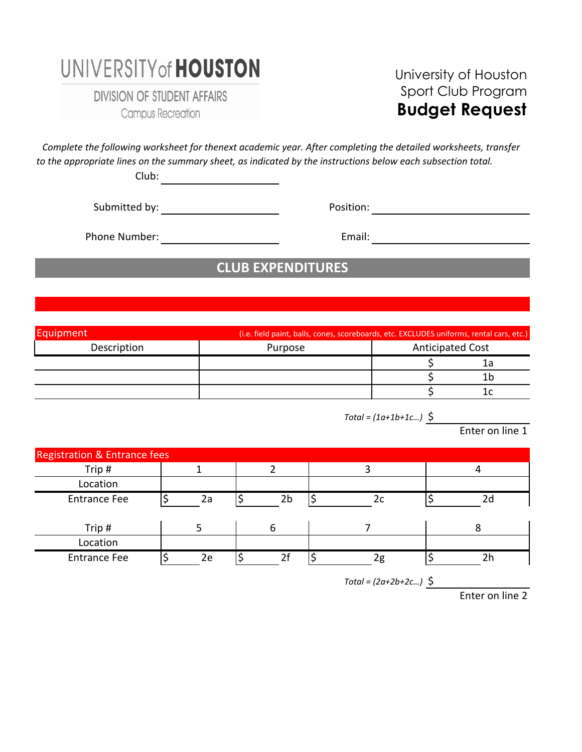UNIVERSITY of HOUSTON

DIVISION OF STUDENT AFFAIRS

Campus Recreation

University of Houston
Sport Club Program
**Budget Request**

*Complete the following worksheet for thenext academic year. After completing the detailed worksheets, transfer to the appropriate lines on the summary sheet, as indicated by the instructions below each subsection total.*

Club: ____________________

Submitted by: ____________________ Position: ____________________

Phone Number: ____________________ Email: ____________________

## CLUB EXPENDITURES

### Equipment

(i.e. field paint, balls, cones, scoreboards, etc. EXCLUDES uniforms, rental cars, etc.)

| Description | Purpose | Anticipated Cost |
|---|---|---|
| | | $ 1a |
| | | $ 1b |
| | | $ 1c |

*Total = (1a+1b+1c...)* $ ____________

Enter on line 1

### Registration & Entrance fees

| Trip # | 1 | 2 | 3 | 4 |
|---|---|---|---|---|
| Location | | | | |
| Entrance Fee | $ 2a | $ 2b | $ 2c | $ 2d |

| Trip # | 5 | 6 | 7 | 8 |
|---|---|---|---|---|
| Location | | | | |
| Entrance Fee | $ 2e | $ 2f | $ 2g | $ 2h |

*Total = (2a+2b+2c...)* $ ____________

Enter on line 2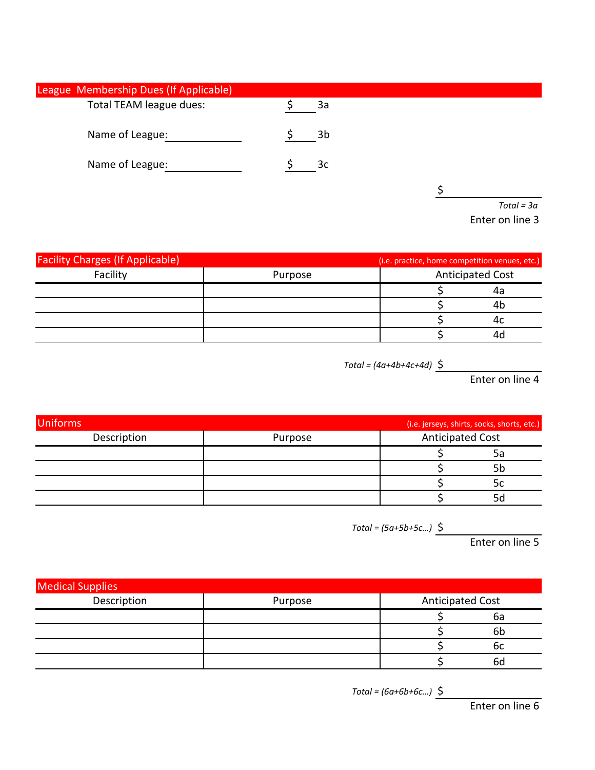## League Membership Dues (If Applicable)

Total TEAM league dues: $\_\_\_\_ 3a

Name of League: \_\_\_\_\_\_\_\_\_\_ $\_\_\_\_ 3b

Name of League: \_\_\_\_\_\_\_\_\_\_ $\_\_\_\_ 3c

$\_\_\_\_\_\_\_\_\_\_

*Total = 3a*

Enter on line 3

## Facility Charges (If Applicable)

(i.e. practice, home competition venues, etc.)

| Facility | Purpose | Anticipated Cost |
|---|---|---|
| | | $ 4a |
| | | $ 4b |
| | | $ 4c |
| | | $ 4d |

*Total = (4a+4b+4c+4d)* $\_\_\_\_\_\_\_\_\_\_

Enter on line 4

## Uniforms

(i.e. jerseys, shirts, socks, shorts, etc.)

| Description | Purpose | Anticipated Cost |
|---|---|---|
| | | $ 5a |
| | | $ 5b |
| | | $ 5c |
| | | $ 5d |

*Total = (5a+5b+5c…)* $\_\_\_\_\_\_\_\_\_\_

Enter on line 5

## Medical Supplies

| Description | Purpose | Anticipated Cost |
|---|---|---|
| | | $ 6a |
| | | $ 6b |
| | | $ 6c |
| | | $ 6d |

*Total = (6a+6b+6c…)* $\_\_\_\_\_\_\_\_\_\_

Enter on line 6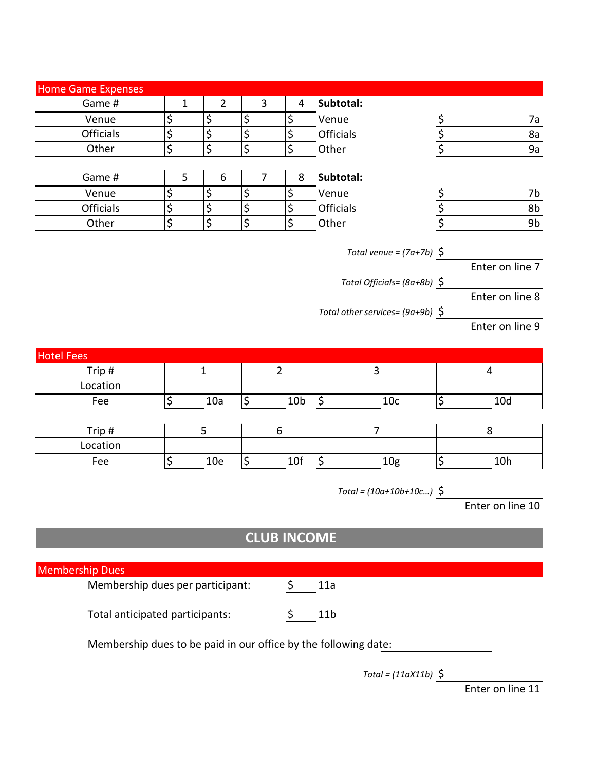## Home Game Expenses

| Game # | 1 | 2 | 3 | 4 | Subtotal: | |
|---|---|---|---|---|---|---|
| Venue | $ | $ | $ | $ | Venue | $ 7a |
| Officials | $ | $ | $ | $ | Officials | $ 8a |
| Other | $ | $ | $ | $ | Other | $ 9a |

| Game # | 5 | 6 | 7 | 8 | Subtotal: | |
|---|---|---|---|---|---|---|
| Venue | $ | $ | $ | $ | Venue | $ 7b |
| Officials | $ | $ | $ | $ | Officials | $ 8b |
| Other | $ | $ | $ | $ | Other | $ 9b |

*Total venue = (7a+7b)* $ ______
Enter on line 7

*Total Officials= (8a+8b)* $ ______
Enter on line 8

*Total other services= (9a+9b)* $ ______
Enter on line 9

## Hotel Fees

| Trip # | 1 | 2 | 3 | 4 |
|---|---|---|---|---|
| Location | | | | |
| Fee | $ 10a | $ 10b | $ 10c | $ 10d |

| Trip # | 5 | 6 | 7 | 8 |
|---|---|---|---|---|
| Location | | | | |
| Fee | $ 10e | $ 10f | $ 10g | $ 10h |

*Total = (10a+10b+10c...)* $ ______
Enter on line 10

# CLUB INCOME

## Membership Dues

Membership dues per participant: $ ______ 11a

Total anticipated participants: $ ______ 11b

Membership dues to be paid in our office by the following date: ______

*Total = (11aX11b)* $ ______
Enter on line 11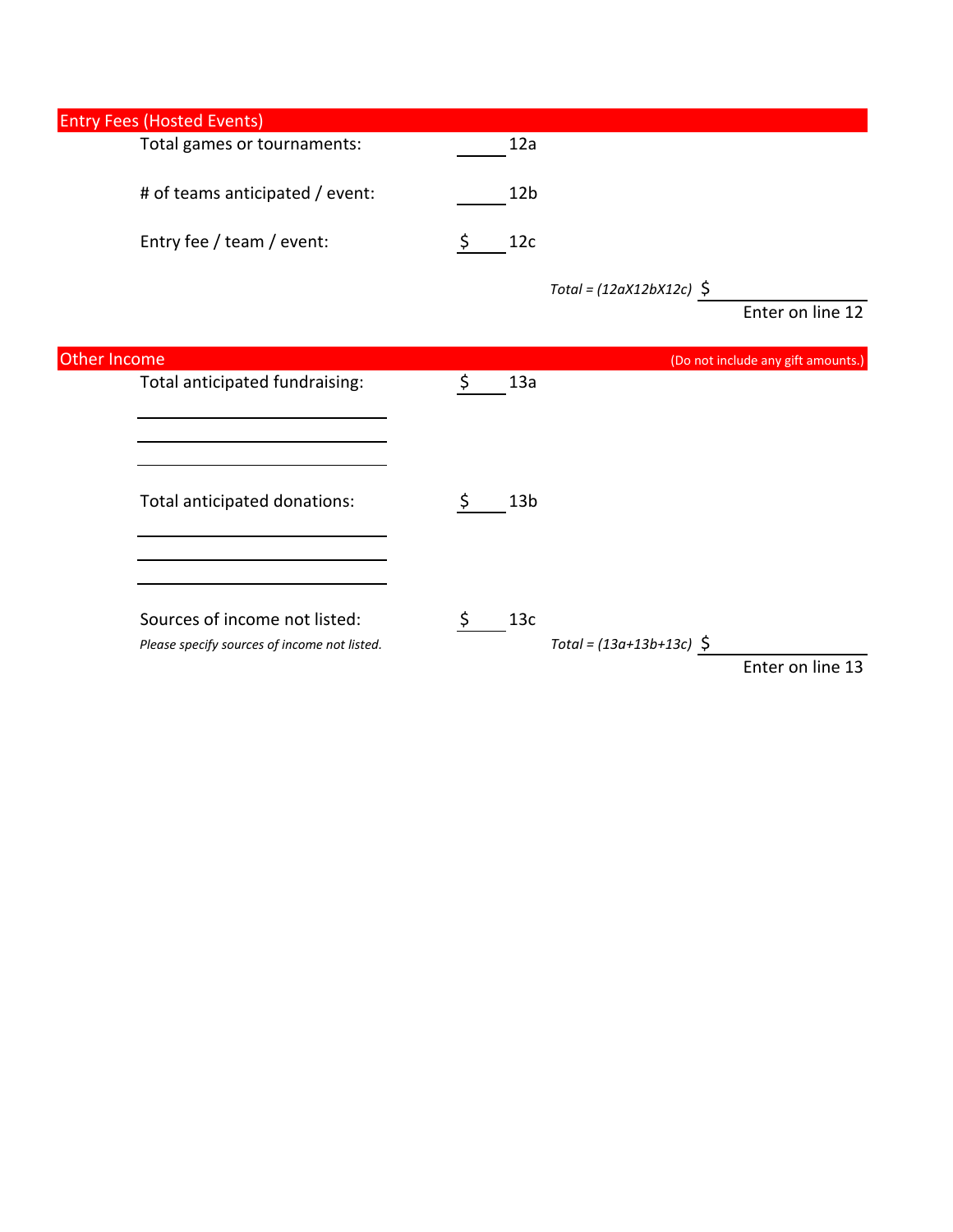## Entry Fees (Hosted Events)

Total games or tournaments: ______ 12a

# of teams anticipated / event: ______ 12b

Entry fee / team / event: $ ______ 12c

*Total = (12aX12bX12c)* $ ______

Enter on line 12

## Other Income

(Do not include any gift amounts.)

Total anticipated fundraising: $ ______ 13a

______

______

______

Total anticipated donations: $ ______ 13b

______

______

______

Sources of income not listed: $ ______ 13c

*Please specify sources of income not listed.*

*Total = (13a+13b+13c)* $ ______

Enter on line 13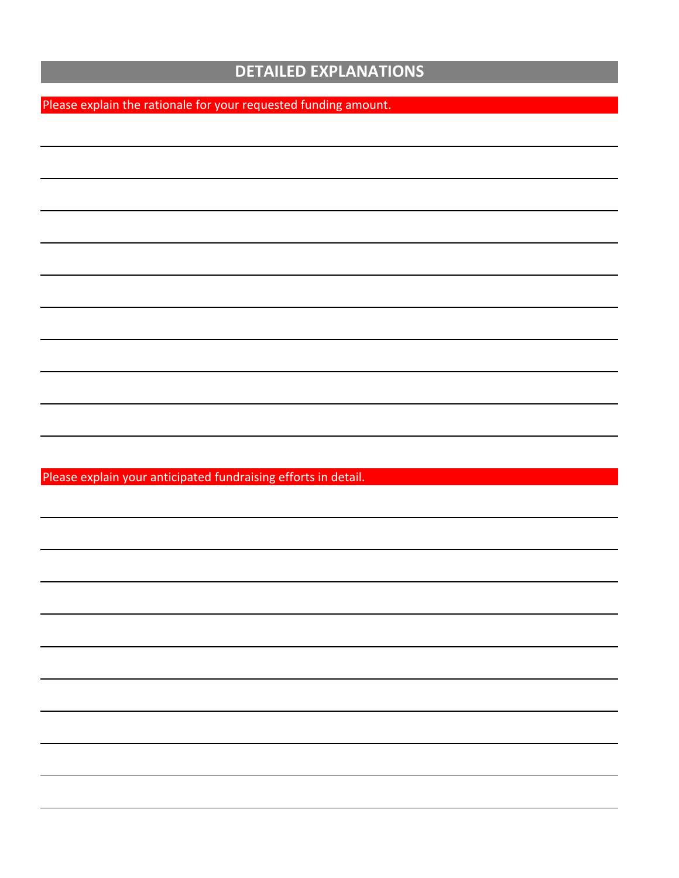## DETAILED EXPLANATIONS

**Please explain the rationale for your requested funding amount.**

**Please explain your anticipated fundraising efforts in detail.**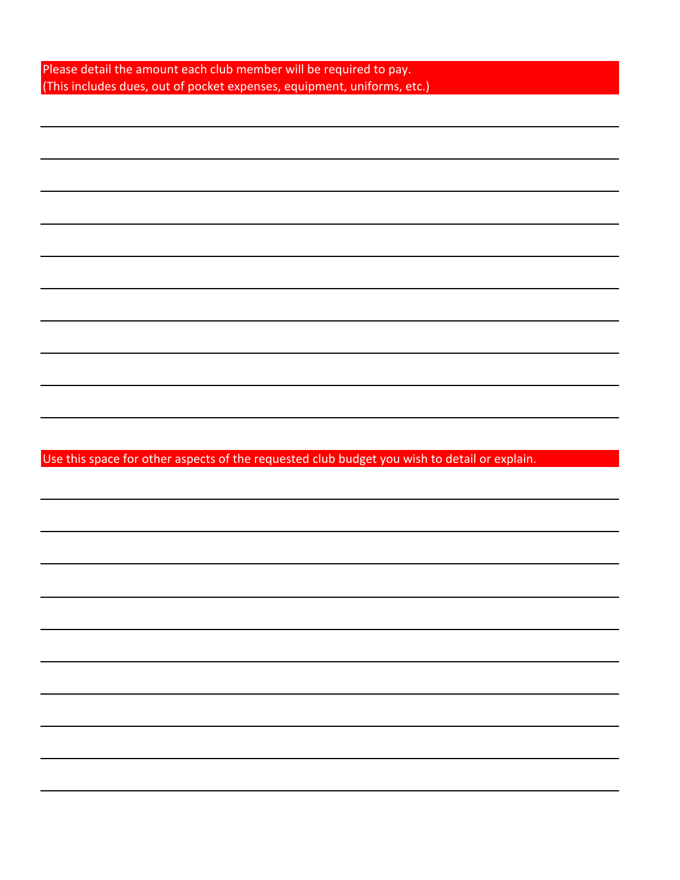Please detail the amount each club member will be required to pay.
(This includes dues, out of pocket expenses, equipment, uniforms, etc.)

Use this space for other aspects of the requested club budget you wish to detail or explain.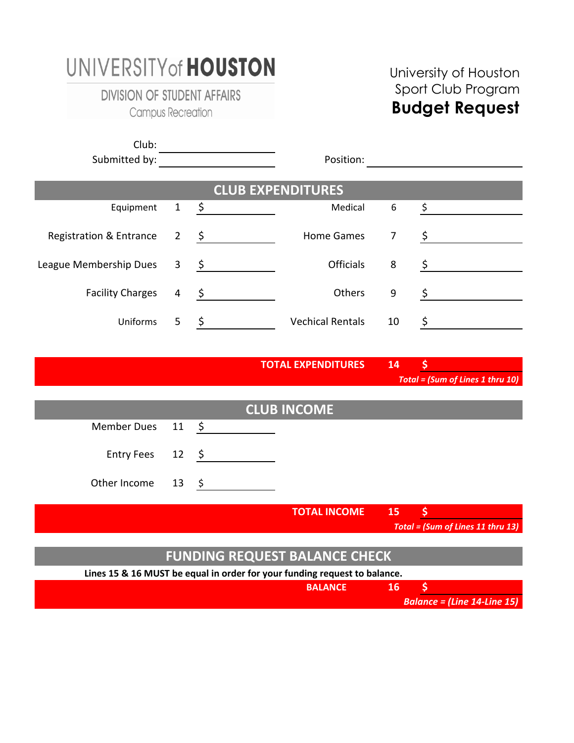UNIVERSITY of HOUSTON

DIVISION OF STUDENT AFFAIRS

Campus Recreation

University of Houston
Sport Club Program

# Budget Request

Club: ____________________

Submitted by: ____________________ Position: ____________________

## CLUB EXPENDITURES

| | | | | | |
|---|---|---|---|---|---|
| Equipment | 1 | $ | Medical | 6 | $ |
| Registration & Entrance | 2 | $ | Home Games | 7 | $ |
| League Membership Dues | 3 | $ | Officials | 8 | $ |
| Facility Charges | 4 | $ | Others | 9 | $ |
| Uniforms | 5 | $ | Vechical Rentals | 10 | $ |

**TOTAL EXPENDITURES** **14** **$**

***Total = (Sum of Lines 1 thru 10)***

## CLUB INCOME

| | | |
|---|---|---|
| Member Dues | 11 | $ |
| Entry Fees | 12 | $ |
| Other Income | 13 | $ |

**TOTAL INCOME** **15** **$**

***Total = (Sum of Lines 11 thru 13)***

## FUNDING REQUEST BALANCE CHECK

**Lines 15 & 16 MUST be equal in order for your funding request to balance.**

**BALANCE** **16** **$**

***Balance = (Line 14-Line 15)***